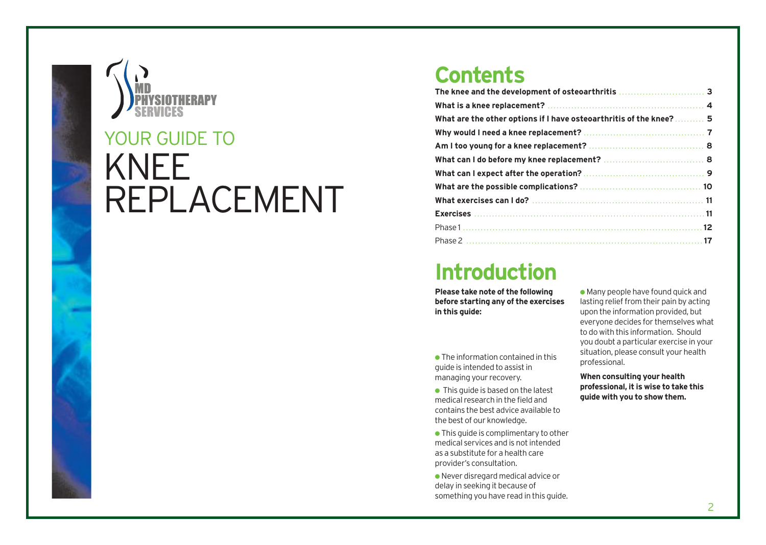MD PHYSIOTHERAPY SERVICES

# YOUR GUIDE TO KNEE REPLACEMENT

## Contents

| | |
|---|---|
| **The knee and the development of osteoarthritis** | **3** |
| **What is a knee replacement?** | **4** |
| **What are the other options if I have osteoarthritis of the knee?** | **5** |
| **Why would I need a knee replacement?** | **7** |
| **Am I too young for a knee replacement?** | **8** |
| **What can I do before my knee replacement?** | **8** |
| **What can I expect after the operation?** | **9** |
| **What are the possible complications?** | **10** |
| **What exercises can I do?** | **11** |
| **Exercises** | **11** |
| Phase 1 | **12** |
| Phase 2 | **17** |

## Introduction

**Please take note of the following before starting any of the exercises in this guide:**

- The information contained in this guide is intended to assist in managing your recovery.
- This guide is based on the latest medical research in the field and contains the best advice available to the best of our knowledge.
- This guide is complimentary to other medical services and is not intended as a substitute for a health care provider's consultation.
- Never disregard medical advice or delay in seeking it because of something you have read in this guide.
- Many people have found quick and lasting relief from their pain by acting upon the information provided, but everyone decides for themselves what to do with this information. Should you doubt a particular exercise in your situation, please consult your health professional.

**When consulting your health professional, it is wise to take this guide with you to show them.**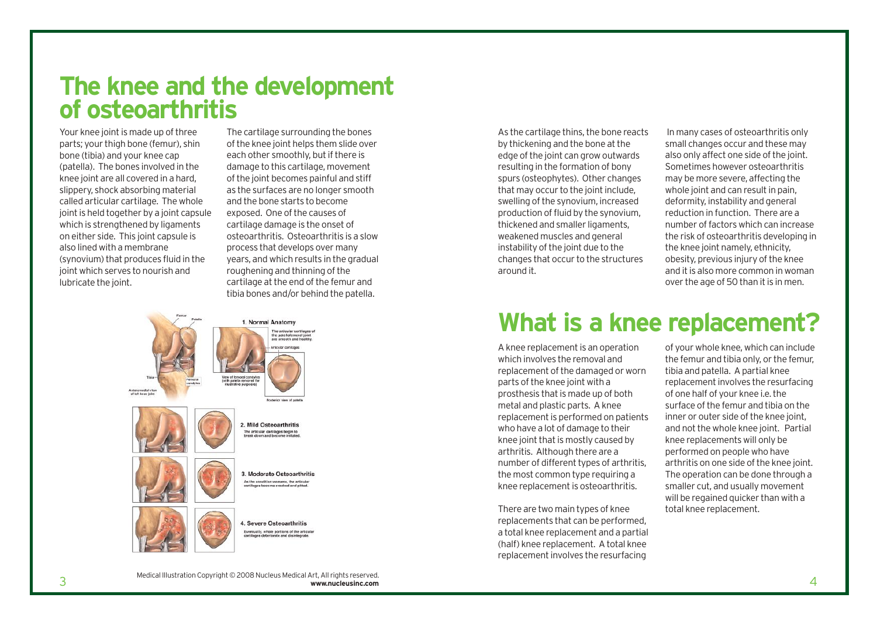# The knee and the development of osteoarthritis

Your knee joint is made up of three parts; your thigh bone (femur), shin bone (tibia) and your knee cap (patella). The bones involved in the knee joint are all covered in a hard, slippery, shock absorbing material called articular cartilage. The whole joint is held together by a joint capsule which is strengthened by ligaments on either side. This joint capsule is also lined with a membrane (synovium) that produces fluid in the joint which serves to nourish and lubricate the joint.

The cartilage surrounding the bones of the knee joint helps them slide over each other smoothly, but if there is damage to this cartilage, movement of the joint becomes painful and stiff as the surfaces are no longer smooth and the bone starts to become exposed. One of the causes of cartilage damage is the onset of osteoarthritis. Osteoarthritis is a slow process that develops over many years, and which results in the gradual roughening and thinning of the cartilage at the end of the femur and tibia bones and/or behind the patella.

Medical Illustration Copyright © 2008 Nucleus Medical Art, All rights reserved.
**www.nucleusinc.com**

As the cartilage thins, the bone reacts by thickening and the bone at the edge of the joint can grow outwards resulting in the formation of bony spurs (osteophytes). Other changes that may occur to the joint include, swelling of the synovium, increased production of fluid by the synovium, thickened and smaller ligaments, weakened muscles and general instability of the joint due to the changes that occur to the structures around it.

In many cases of osteoarthritis only small changes occur and these may also only affect one side of the joint. Sometimes however osteoarthritis may be more severe, affecting the whole joint and can result in pain, deformity, instability and general reduction in function. There are a number of factors which can increase the risk of osteoarthritis developing in the knee joint namely, ethnicity, obesity, previous injury of the knee and it is also more common in woman over the age of 50 than it is in men.

# What is a knee replacement?

A knee replacement is an operation which involves the removal and replacement of the damaged or worn parts of the knee joint with a prosthesis that is made up of both metal and plastic parts. A knee replacement is performed on patients who have a lot of damage to their knee joint that is mostly caused by arthritis. Although there are a number of different types of arthritis, the most common type requiring a knee replacement is osteoarthritis.

There are two main types of knee replacements that can be performed, a total knee replacement and a partial (half) knee replacement. A total knee replacement involves the resurfacing of your whole knee, which can include the femur and tibia only, or the femur, tibia and patella. A partial knee replacement involves the resurfacing of one half of your knee i.e. the surface of the femur and tibia on the inner or outer side of the knee joint, and not the whole knee joint. Partial knee replacements will only be performed on people who have arthritis on one side of the knee joint. The operation can be done through a smaller cut, and usually movement will be regained quicker than with a total knee replacement.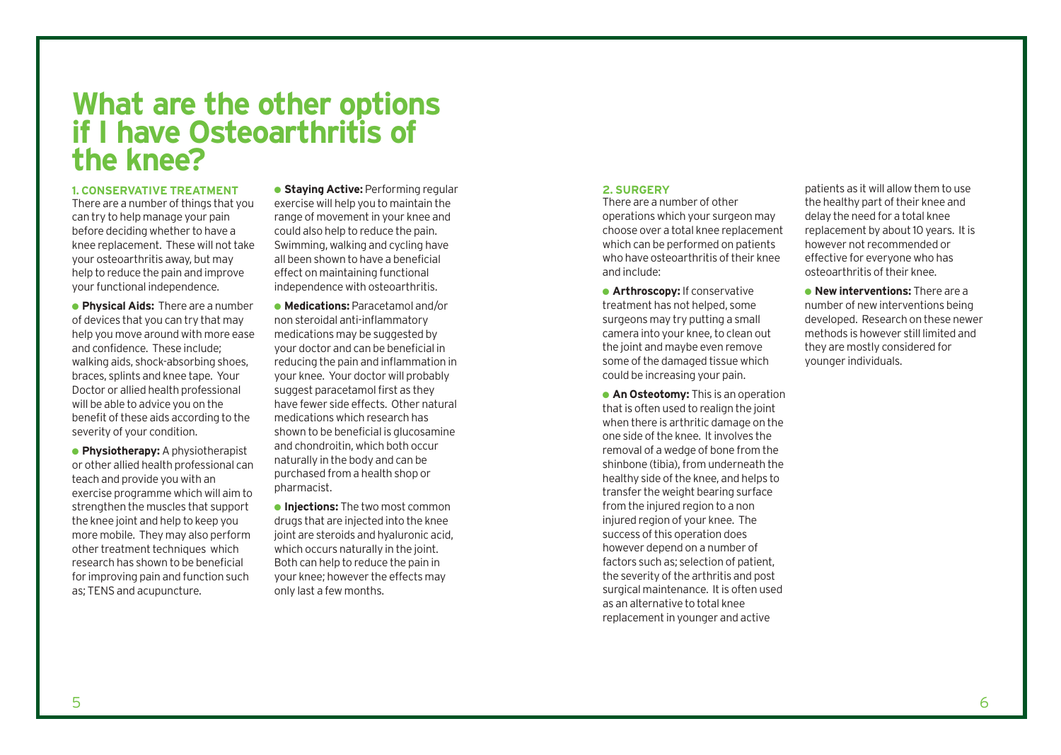# What are the other options if I have Osteoarthritis of the knee?

### 1. CONSERVATIVE TREATMENT

There are a number of things that you can try to help manage your pain before deciding whether to have a knee replacement. These will not take your osteoarthritis away, but may help to reduce the pain and improve your functional independence.

- **Physical Aids:** There are a number of devices that you can try that may help you move around with more ease and confidence. These include; walking aids, shock-absorbing shoes, braces, splints and knee tape. Your Doctor or allied health professional will be able to advice you on the benefit of these aids according to the severity of your condition.

- **Physiotherapy:** A physiotherapist or other allied health professional can teach and provide you with an exercise programme which will aim to strengthen the muscles that support the knee joint and help to keep you more mobile. They may also perform other treatment techniques which research has shown to be beneficial for improving pain and function such as; TENS and acupuncture.

- **Staying Active:** Performing regular exercise will help you to maintain the range of movement in your knee and could also help to reduce the pain. Swimming, walking and cycling have all been shown to have a beneficial effect on maintaining functional independence with osteoarthritis.

- **Medications:** Paracetamol and/or non steroidal anti-inflammatory medications may be suggested by your doctor and can be beneficial in reducing the pain and inflammation in your knee. Your doctor will probably suggest paracetamol first as they have fewer side effects. Other natural medications which research has shown to be beneficial is glucosamine and chondroitin, which both occur naturally in the body and can be purchased from a health shop or pharmacist.

- **Injections:** The two most common drugs that are injected into the knee joint are steroids and hyaluronic acid, which occurs naturally in the joint. Both can help to reduce the pain in your knee; however the effects may only last a few months.

### 2. SURGERY

There are a number of other operations which your surgeon may choose over a total knee replacement which can be performed on patients who have osteoarthritis of their knee and include:

- **Arthroscopy:** If conservative treatment has not helped, some surgeons may try putting a small camera into your knee, to clean out the joint and maybe even remove some of the damaged tissue which could be increasing your pain.

- **An Osteotomy:** This is an operation that is often used to realign the joint when there is arthritic damage on the one side of the knee. It involves the removal of a wedge of bone from the shinbone (tibia), from underneath the healthy side of the knee, and helps to transfer the weight bearing surface from the injured region to a non injured region of your knee. The success of this operation does however depend on a number of factors such as; selection of patient, the severity of the arthritis and post surgical maintenance. It is often used as an alternative to total knee replacement in younger and active patients as it will allow them to use the healthy part of their knee and delay the need for a total knee replacement by about 10 years. It is however not recommended or effective for everyone who has osteoarthritis of their knee.

- **New interventions:** There are a number of new interventions being developed. Research on these newer methods is however still limited and they are mostly considered for younger individuals.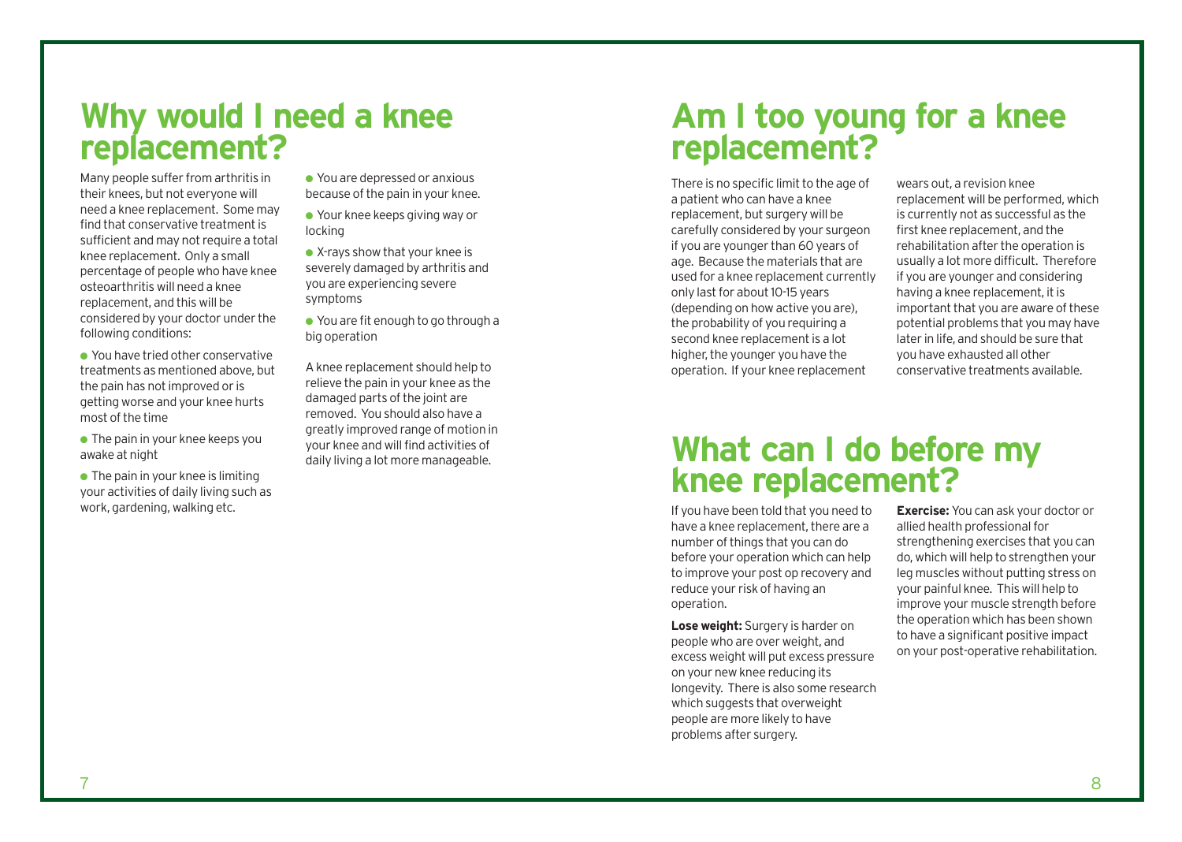## Why would I need a knee replacement?

Many people suffer from arthritis in their knees, but not everyone will need a knee replacement. Some may find that conservative treatment is sufficient and may not require a total knee replacement. Only a small percentage of people who have knee osteoarthritis will need a knee replacement, and this will be considered by your doctor under the following conditions:

- You have tried other conservative treatments as mentioned above, but the pain has not improved or is getting worse and your knee hurts most of the time
- The pain in your knee keeps you awake at night
- The pain in your knee is limiting your activities of daily living such as work, gardening, walking etc.
- You are depressed or anxious because of the pain in your knee.
- Your knee keeps giving way or locking
- X-rays show that your knee is severely damaged by arthritis and you are experiencing severe symptoms
- You are fit enough to go through a big operation

A knee replacement should help to relieve the pain in your knee as the damaged parts of the joint are removed. You should also have a greatly improved range of motion in your knee and will find activities of daily living a lot more manageable.

## Am I too young for a knee replacement?

There is no specific limit to the age of a patient who can have a knee replacement, but surgery will be carefully considered by your surgeon if you are younger than 60 years of age. Because the materials that are used for a knee replacement currently only last for about 10-15 years (depending on how active you are), the probability of you requiring a second knee replacement is a lot higher, the younger you have the operation. If your knee replacement wears out, a revision knee replacement will be performed, which is currently not as successful as the first knee replacement, and the rehabilitation after the operation is usually a lot more difficult. Therefore if you are younger and considering having a knee replacement, it is important that you are aware of these potential problems that you may have later in life, and should be sure that you have exhausted all other conservative treatments available.

## What can I do before my knee replacement?

If you have been told that you need to have a knee replacement, there are a number of things that you can do before your operation which can help to improve your post op recovery and reduce your risk of having an operation.

**Lose weight:** Surgery is harder on people who are over weight, and excess weight will put excess pressure on your new knee reducing its longevity. There is also some research which suggests that overweight people are more likely to have problems after surgery.

**Exercise:** You can ask your doctor or allied health professional for strengthening exercises that you can do, which will help to strengthen your leg muscles without putting stress on your painful knee. This will help to improve your muscle strength before the operation which has been shown to have a significant positive impact on your post-operative rehabilitation.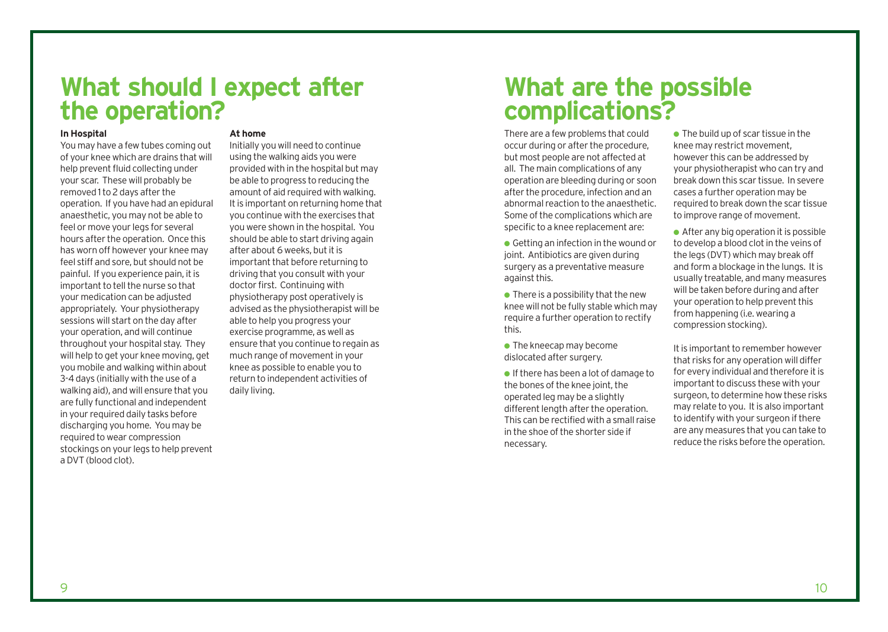## What should I expect after the operation?

### In Hospital

You may have a few tubes coming out of your knee which are drains that will help prevent fluid collecting under your scar. These will probably be removed 1 to 2 days after the operation. If you have had an epidural anaesthetic, you may not be able to feel or move your legs for several hours after the operation. Once this has worn off however your knee may feel stiff and sore, but should not be painful. If you experience pain, it is important to tell the nurse so that your medication can be adjusted appropriately. Your physiotherapy sessions will start on the day after your operation, and will continue throughout your hospital stay. They will help to get your knee moving, get you mobile and walking within about 3-4 days (initially with the use of a walking aid), and will ensure that you are fully functional and independent in your required daily tasks before discharging you home. You may be required to wear compression stockings on your legs to help prevent a DVT (blood clot).

### At home

Initially you will need to continue using the walking aids you were provided with in the hospital but may be able to progress to reducing the amount of aid required with walking. It is important on returning home that you continue with the exercises that you were shown in the hospital. You should be able to start driving again after about 6 weeks, but it is important that before returning to driving that you consult with your doctor first. Continuing with physiotherapy post operatively is advised as the physiotherapist will be able to help you progress your exercise programme, as well as ensure that you continue to regain as much range of movement in your knee as possible to enable you to return to independent activities of daily living.

## What are the possible complications?

There are a few problems that could occur during or after the procedure, but most people are not affected at all. The main complications of any operation are bleeding during or soon after the procedure, infection and an abnormal reaction to the anaesthetic. Some of the complications which are specific to a knee replacement are:

- Getting an infection in the wound or joint. Antibiotics are given during surgery as a preventative measure against this.
- There is a possibility that the new knee will not be fully stable which may require a further operation to rectify this.
- The kneecap may become dislocated after surgery.
- If there has been a lot of damage to the bones of the knee joint, the operated leg may be a slightly different length after the operation. This can be rectified with a small raise in the shoe of the shorter side if necessary.
- The build up of scar tissue in the knee may restrict movement, however this can be addressed by your physiotherapist who can try and break down this scar tissue. In severe cases a further operation may be required to break down the scar tissue to improve range of movement.
- After any big operation it is possible to develop a blood clot in the veins of the legs (DVT) which may break off and form a blockage in the lungs. It is usually treatable, and many measures will be taken before during and after your operation to help prevent this from happening (i.e. wearing a compression stocking).

It is important to remember however that risks for any operation will differ for every individual and therefore it is important to discuss these with your surgeon, to determine how these risks may relate to you. It is also important to identify with your surgeon if there are any measures that you can take to reduce the risks before the operation.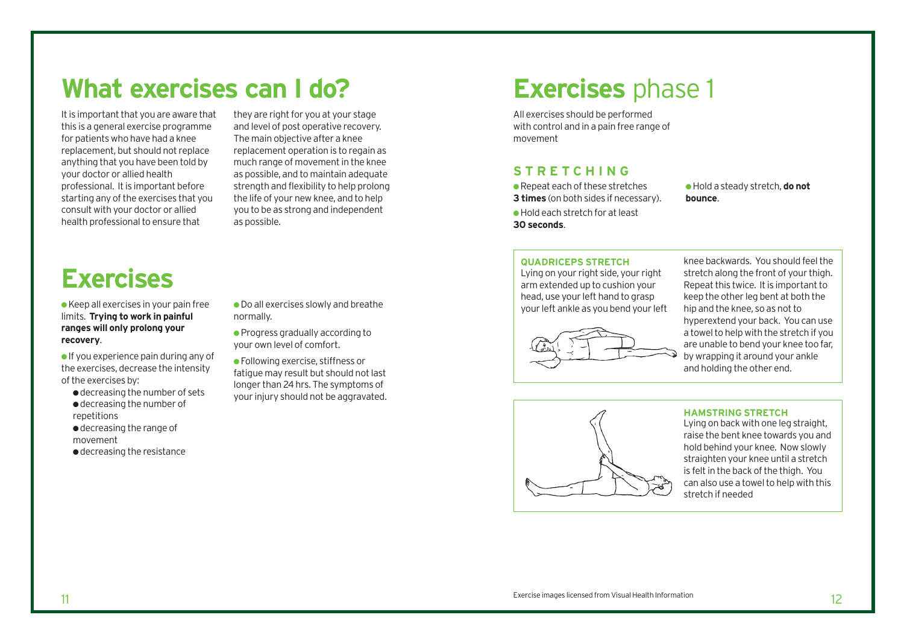# What exercises can I do?

It is important that you are aware that this is a general exercise programme for patients who have had a knee replacement, but should not replace anything that you have been told by your doctor or allied health professional. It is important before starting any of the exercises that you consult with your doctor or allied health professional to ensure that they are right for you at your stage and level of post operative recovery. The main objective after a knee replacement operation is to regain as much range of movement in the knee as possible, and to maintain adequate strength and flexibility to help prolong the life of your new knee, and to help you to be as strong and independent as possible.

# Exercises

- Keep all exercises in your pain free limits. **Trying to work in painful ranges will only prolong your recovery**.
- If you experience pain during any of the exercises, decrease the intensity of the exercises by:
  - decreasing the number of sets
  - decreasing the number of repetitions
  - decreasing the range of movement
  - decreasing the resistance
- Do all exercises slowly and breathe normally.
- Progress gradually according to your own level of comfort.
- Following exercise, stiffness or fatigue may result but should not last longer than 24 hrs. The symptoms of your injury should not be aggravated.

# **Exercises** phase 1

All exercises should be performed with control and in a pain free range of movement

## STRETCHING

- Repeat each of these stretches **3 times** (on both sides if necessary).
- Hold each stretch for at least **30 seconds**.
- Hold a steady stretch, **do not bounce**.

### QUADRICEPS STRETCH

Lying on your right side, your right arm extended up to cushion your head, use your left hand to grasp your left ankle as you bend your left knee backwards. You should feel the stretch along the front of your thigh. Repeat this twice. It is important to keep the other leg bent at both the hip and the knee, so as not to hyperextend your back. You can use a towel to help with the stretch if you are unable to bend your knee too far, by wrapping it around your ankle and holding the other end.

### HAMSTRING STRETCH

Lying on back with one leg straight, raise the bent knee towards you and hold behind your knee. Now slowly straighten your knee until a stretch is felt in the back of the thigh. You can also use a towel to help with this stretch if needed

Exercise images licensed from Visual Health Information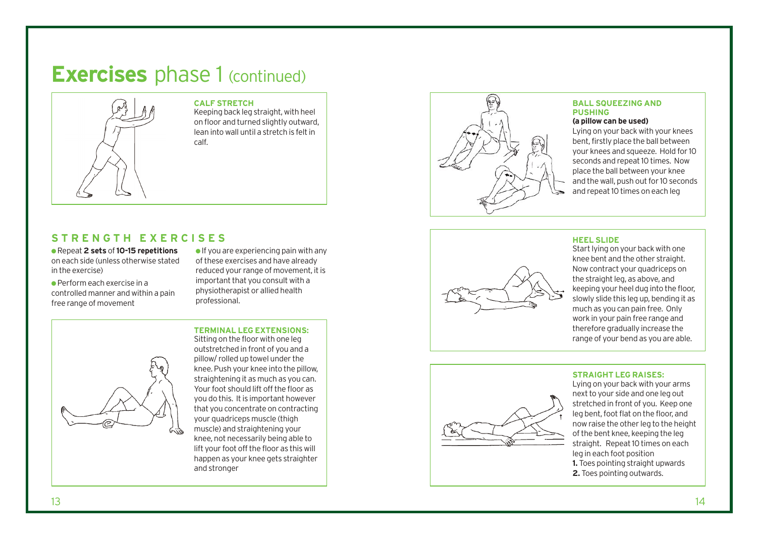# Exercises phase 1 (continued)

### CALF STRETCH

Keeping back leg straight, with heel on floor and turned slightly outward, lean into wall until a stretch is felt in calf.

## STRENGTH EXERCISES

- Repeat **2 sets** of **10-15 repetitions** on each side (unless otherwise stated in the exercise)
- Perform each exercise in a controlled manner and within a pain free range of movement
- If you are experiencing pain with any of these exercises and have already reduced your range of movement, it is important that you consult with a physiotherapist or allied health professional.

### TERMINAL LEG EXTENSIONS:

Sitting on the floor with one leg outstretched in front of you and a pillow/ rolled up towel under the knee. Push your knee into the pillow, straightening it as much as you can. Your foot should lift off the floor as you do this. It is important however that you concentrate on contracting your quadriceps muscle (thigh muscle) and straightening your knee, not necessarily being able to lift your foot off the floor as this will happen as your knee gets straighter and stronger

### BALL SQUEEZING AND PUSHING

**(a pillow can be used)**

Lying on your back with your knees bent, firstly place the ball between your knees and squeeze. Hold for 10 seconds and repeat 10 times. Now place the ball between your knee and the wall, push out for 10 seconds and repeat 10 times on each leg

### HEEL SLIDE

Start lying on your back with one knee bent and the other straight. Now contract your quadriceps on the straight leg, as above, and keeping your heel dug into the floor, slowly slide this leg up, bending it as much as you can pain free. Only work in your pain free range and therefore gradually increase the range of your bend as you are able.

### STRAIGHT LEG RAISES:

Lying on your back with your arms next to your side and one leg out stretched in front of you. Keep one leg bent, foot flat on the floor, and now raise the other leg to the height of the bent knee, keeping the leg straight. Repeat 10 times on each leg in each foot position

**1.** Toes pointing straight upwards
**2.** Toes pointing outwards.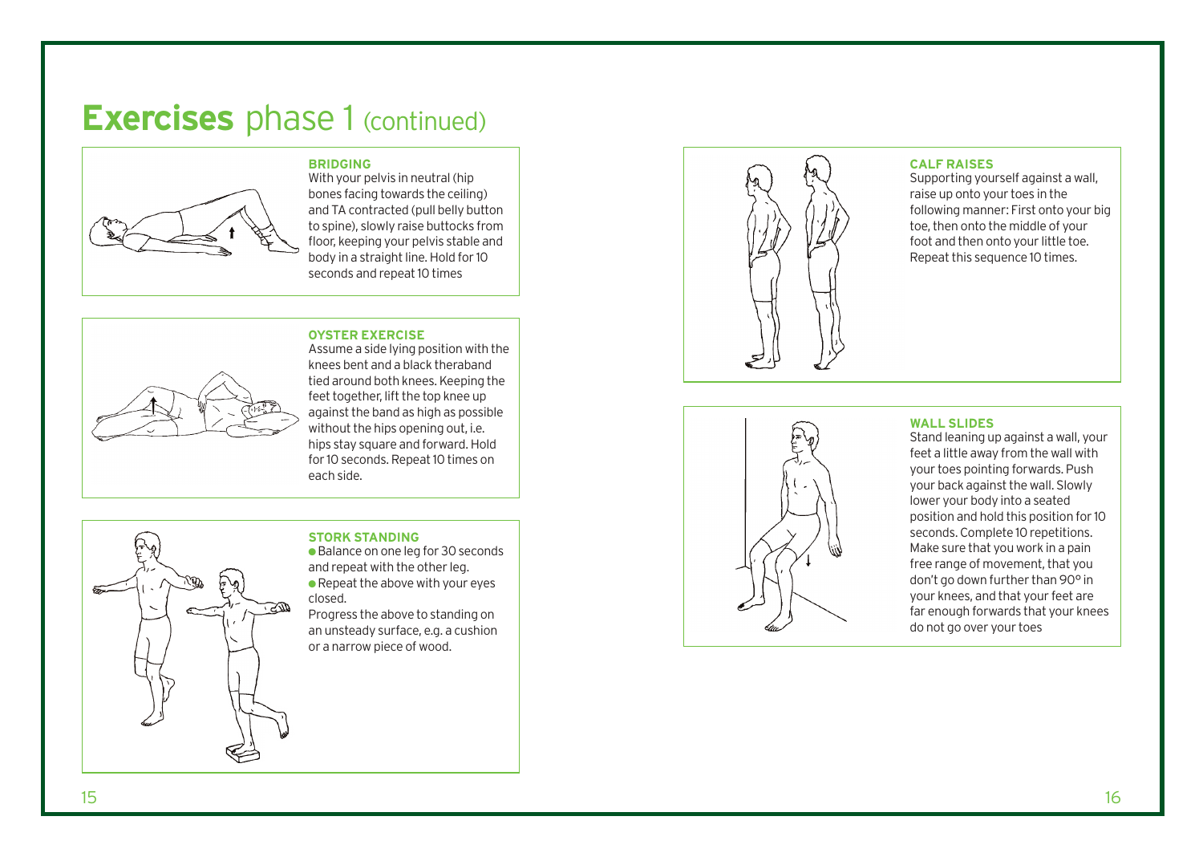# **Exercises** phase 1 (continued)

### BRIDGING

With your pelvis in neutral (hip bones facing towards the ceiling) and TA contracted (pull belly button to spine), slowly raise buttocks from floor, keeping your pelvis stable and body in a straight line. Hold for 10 seconds and repeat 10 times

### OYSTER EXERCISE

Assume a side lying position with the knees bent and a black theraband tied around both knees. Keeping the feet together, lift the top knee up against the band as high as possible without the hips opening out, i.e. hips stay square and forward. Hold for 10 seconds. Repeat 10 times on each side.

### STORK STANDING

- Balance on one leg for 30 seconds and repeat with the other leg.
- Repeat the above with your eyes closed.

Progress the above to standing on an unsteady surface, e.g. a cushion or a narrow piece of wood.

### CALF RAISES

Supporting yourself against a wall, raise up onto your toes in the following manner: First onto your big toe, then onto the middle of your foot and then onto your little toe. Repeat this sequence 10 times.

### WALL SLIDES

Stand leaning up against a wall, your feet a little away from the wall with your toes pointing forwards. Push your back against the wall. Slowly lower your body into a seated position and hold this position for 10 seconds. Complete 10 repetitions. Make sure that you work in a pain free range of movement, that you don't go down further than 90° in your knees, and that your feet are far enough forwards that your knees do not go over your toes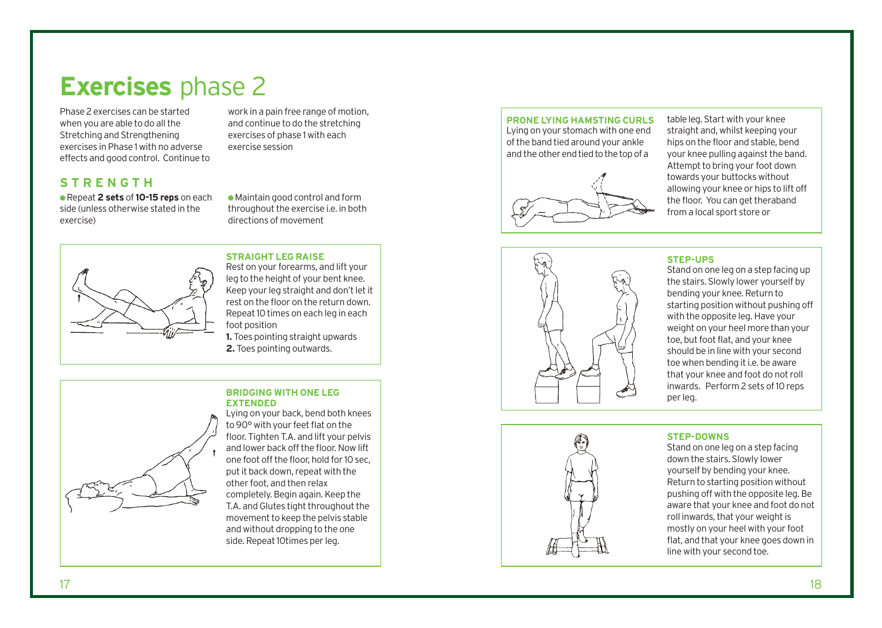# **Exercises** phase 2

Phase 2 exercises can be started when you are able to do all the Stretching and Strengthening exercises in Phase 1 with no adverse effects and good control. Continue to work in a pain free range of motion, and continue to do the stretching exercises of phase 1 with each exercise session

## STRENGTH

- Repeat **2 sets** of **10-15 reps** on each side (unless otherwise stated in the exercise)
- Maintain good control and form throughout the exercise i.e. in both directions of movement

### STRAIGHT LEG RAISE

Rest on your forearms, and lift your leg to the height of your bent knee. Keep your leg straight and don't let it rest on the floor on the return down. Repeat 10 times on each leg in each foot position

1. Toes pointing straight upwards
2. Toes pointing outwards.

### BRIDGING WITH ONE LEG EXTENDED

Lying on your back, bend both knees to 90° with your feet flat on the floor. Tighten T.A. and lift your pelvis and lower back off the floor. Now lift one foot off the floor, hold for 10 sec, put it back down, repeat with the other foot, and then relax completely. Begin again. Keep the T.A. and Glutes tight throughout the movement to keep the pelvis stable and without dropping to the one side. Repeat 10times per leg.

### PRONE LYING HAMSTING CURLS

Lying on your stomach with one end of the band tied around your ankle and the other end tied to the top of a table leg. Start with your knee straight and, whilst keeping your hips on the floor and stable, bend your knee pulling against the band. Attempt to bring your foot down towards your buttocks without allowing your knee or hips to lift off the floor. You can get theraband from a local sport store or

### STEP-UPS

Stand on one leg on a step facing up the stairs. Slowly lower yourself by bending your knee. Return to starting position without pushing off with the opposite leg. Have your weight on your heel more than your toe, but foot flat, and your knee should be in line with your second toe when bending it i.e. be aware that your knee and foot do not roll inwards. Perform 2 sets of 10 reps per leg.

### STEP-DOWNS

Stand on one leg on a step facing down the stairs. Slowly lower yourself by bending your knee. Return to starting position without pushing off with the opposite leg. Be aware that your knee and foot do not roll inwards, that your weight is mostly on your heel with your foot flat, and that your knee goes down in line with your second toe.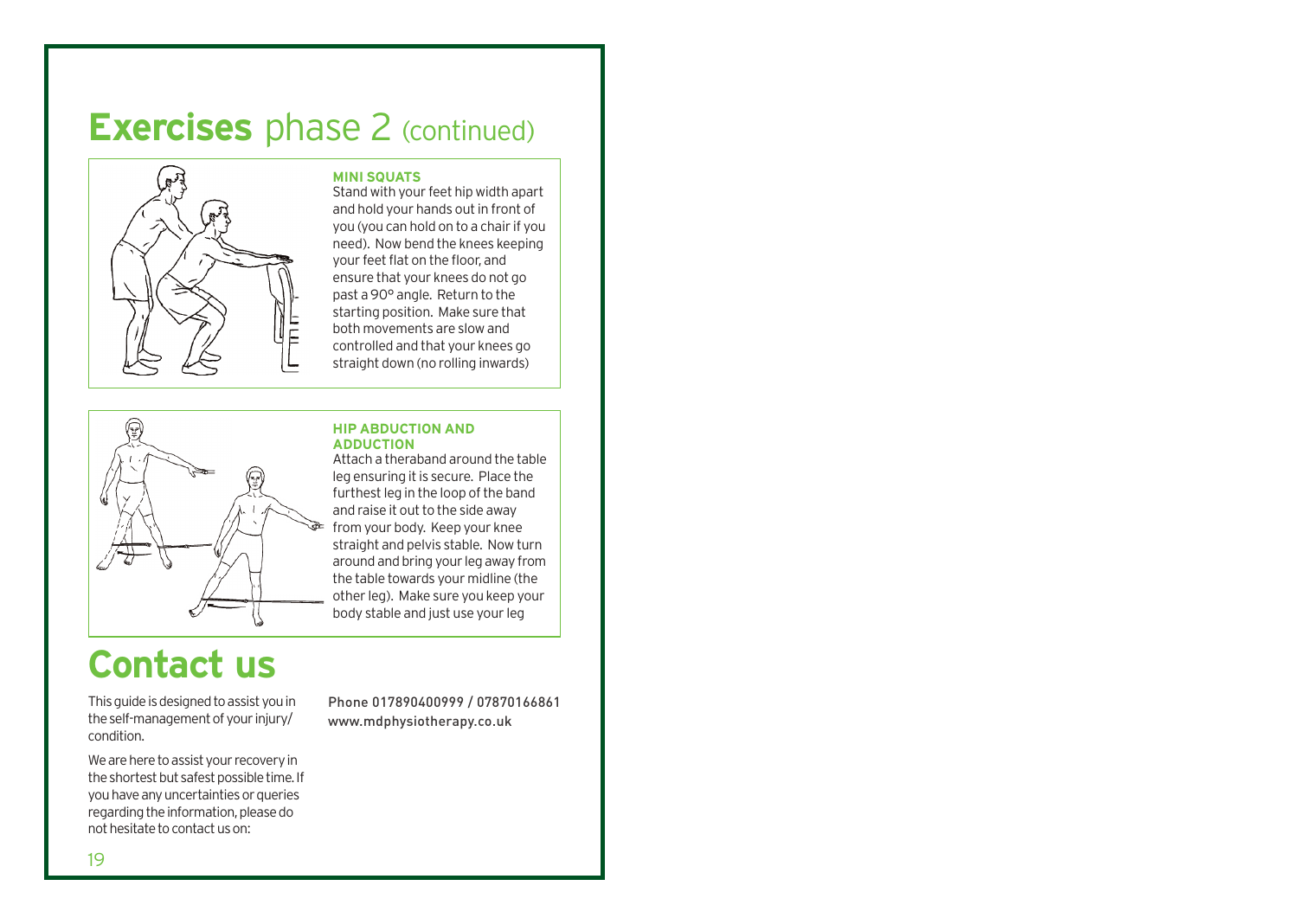# **Exercises** phase 2 (continued)

**MINI SQUATS**

Stand with your feet hip width apart and hold your hands out in front of you (you can hold on to a chair if you need). Now bend the knees keeping your feet flat on the floor, and ensure that your knees do not go past a 90° angle. Return to the starting position. Make sure that both movements are slow and controlled and that your knees go straight down (no rolling inwards)

**HIP ABDUCTION AND ADDUCTION**

Attach a theraband around the table leg ensuring it is secure. Place the furthest leg in the loop of the band and raise it out to the side away from your body. Keep your knee straight and pelvis stable. Now turn around and bring your leg away from the table towards your midline (the other leg). Make sure you keep your body stable and just use your leg

# Contact us

This guide is designed to assist you in the self-management of your injury/condition.

We are here to assist your recovery in the shortest but safest possible time. If you have any uncertainties or queries regarding the information, please do not hesitate to contact us on:

Phone 017890400999 / 07870166861
www.mdphysiotherapy.co.uk